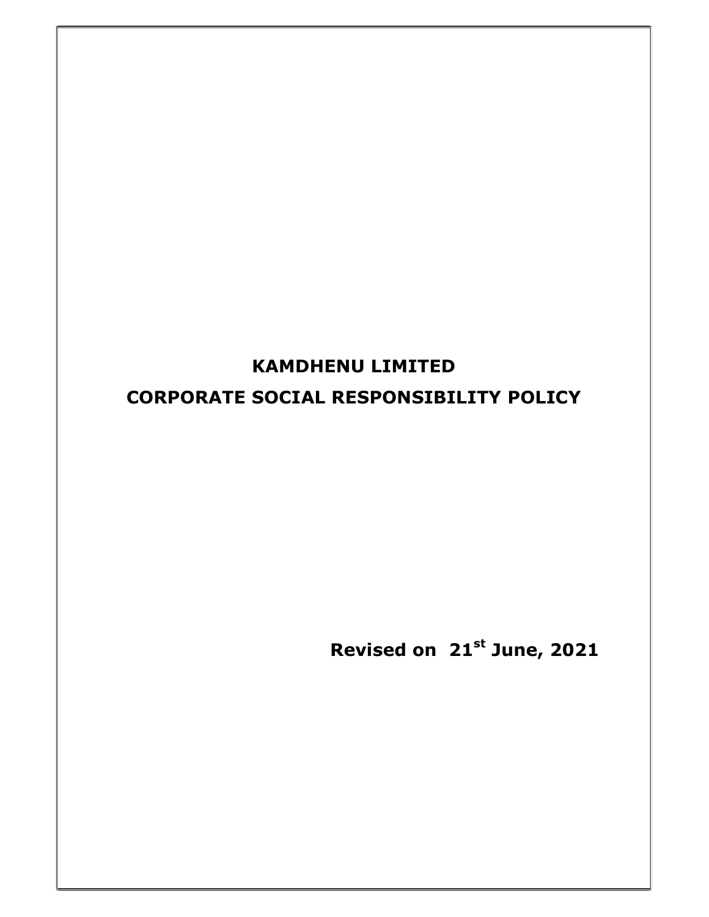# KAMDHENU LIMITED

# CORPORATE SOCIAL RESPONSIBILITY POLICY

**Revised on 21st June, 2021**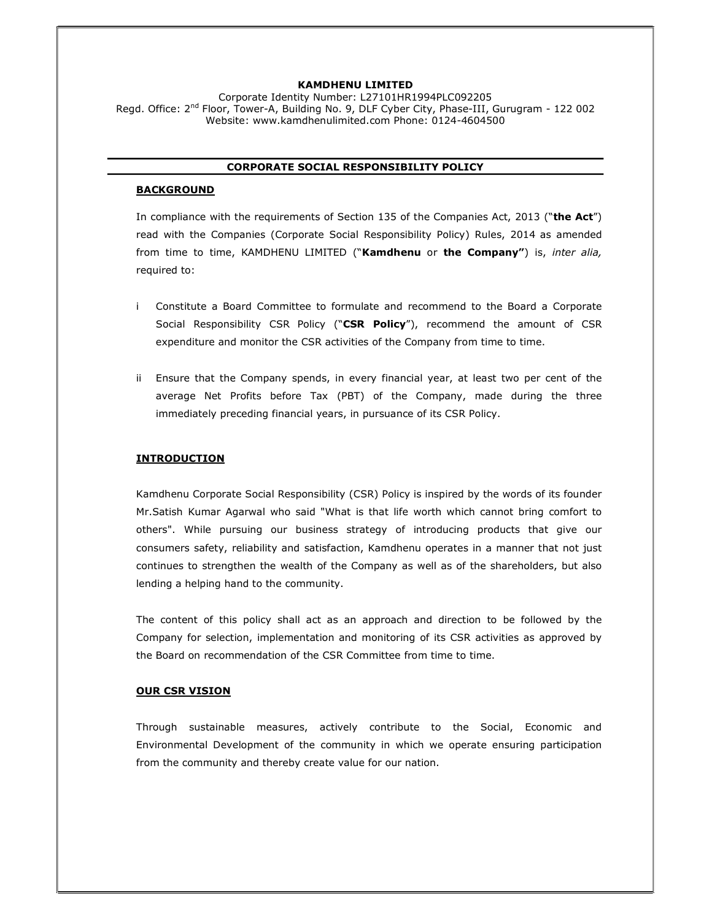**KAMDHENU LIMITED**

Corporate Identity Number: L27101HR1994PLC092205

Regd. Office: 2nd Floor, Tower-A, Building No. 9, DLF Cyber City, Phase-III, Gurugram - 122 002

Website: www.kamdhenulimited.com Phone: 0124-4604500

## CORPORATE SOCIAL RESPONSIBILITY POLICY

### BACKGROUND

In compliance with the requirements of Section 135 of the Companies Act, 2013 ("**the Act**") read with the Companies (Corporate Social Responsibility Policy) Rules, 2014 as amended from time to time, KAMDHENU LIMITED ("**Kamdhenu** or **the Company"**) is, *inter alia,* required to:

i Constitute a Board Committee to formulate and recommend to the Board a Corporate Social Responsibility CSR Policy ("**CSR Policy**"), recommend the amount of CSR expenditure and monitor the CSR activities of the Company from time to time.

ii Ensure that the Company spends, in every financial year, at least two per cent of the average Net Profits before Tax (PBT) of the Company, made during the three immediately preceding financial years, in pursuance of its CSR Policy.

### INTRODUCTION

Kamdhenu Corporate Social Responsibility (CSR) Policy is inspired by the words of its founder Mr.Satish Kumar Agarwal who said "What is that life worth which cannot bring comfort to others". While pursuing our business strategy of introducing products that give our consumers safety, reliability and satisfaction, Kamdhenu operates in a manner that not just continues to strengthen the wealth of the Company as well as of the shareholders, but also lending a helping hand to the community.

The content of this policy shall act as an approach and direction to be followed by the Company for selection, implementation and monitoring of its CSR activities as approved by the Board on recommendation of the CSR Committee from time to time.

### OUR CSR VISION

Through sustainable measures, actively contribute to the Social, Economic and Environmental Development of the community in which we operate ensuring participation from the community and thereby create value for our nation.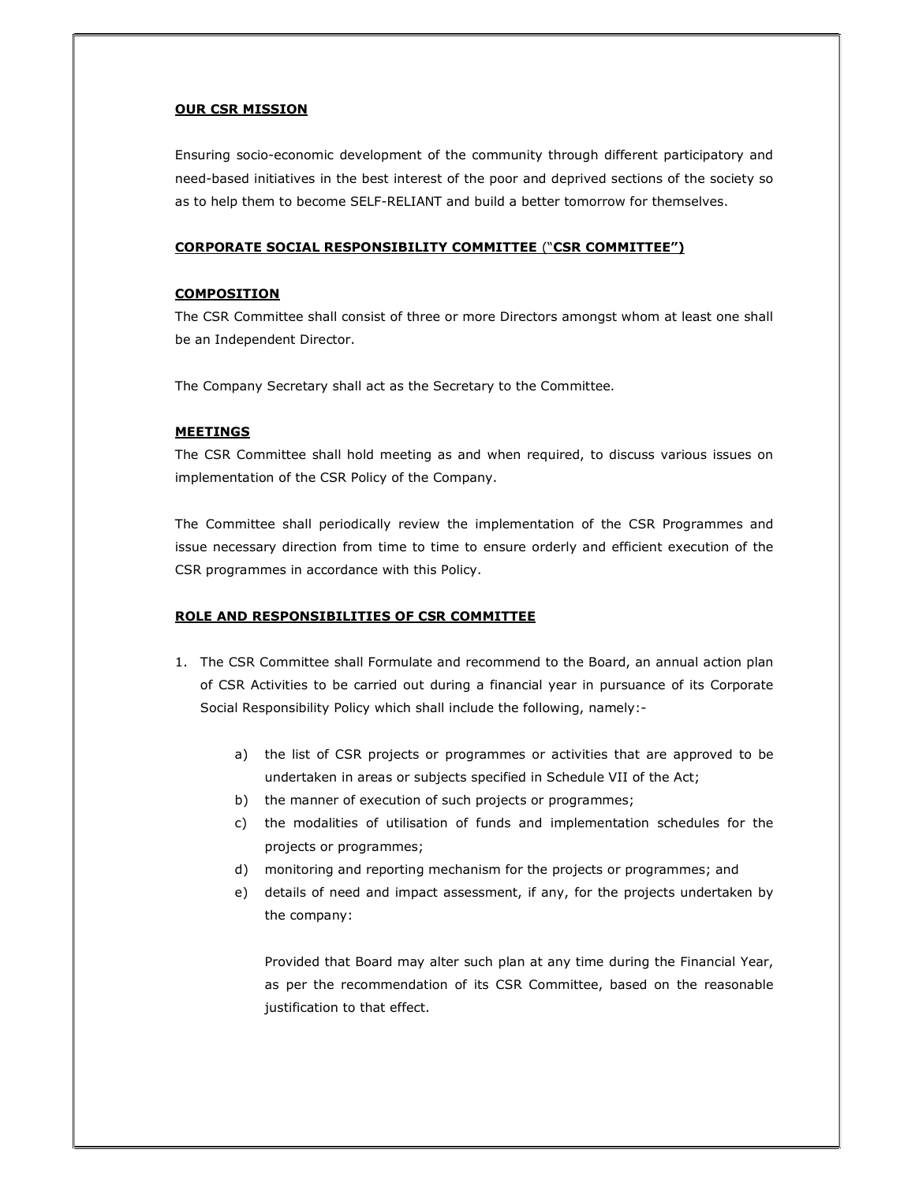## OUR CSR MISSION

Ensuring socio-economic development of the community through different participatory and need-based initiatives in the best interest of the poor and deprived sections of the society so as to help them to become SELF-RELIANT and build a better tomorrow for themselves.

## CORPORATE SOCIAL RESPONSIBILITY COMMITTEE ("CSR COMMITTEE")

### COMPOSITION

The CSR Committee shall consist of three or more Directors amongst whom at least one shall be an Independent Director.

The Company Secretary shall act as the Secretary to the Committee.

### MEETINGS

The CSR Committee shall hold meeting as and when required, to discuss various issues on implementation of the CSR Policy of the Company.

The Committee shall periodically review the implementation of the CSR Programmes and issue necessary direction from time to time to ensure orderly and efficient execution of the CSR programmes in accordance with this Policy.

### ROLE AND RESPONSIBILITIES OF CSR COMMITTEE

1. The CSR Committee shall Formulate and recommend to the Board, an annual action plan of CSR Activities to be carried out during a financial year in pursuance of its Corporate Social Responsibility Policy which shall include the following, namely:-

   a) the list of CSR projects or programmes or activities that are approved to be undertaken in areas or subjects specified in Schedule VII of the Act;
   
   b) the manner of execution of such projects or programmes;
   
   c) the modalities of utilisation of funds and implementation schedules for the projects or programmes;
   
   d) monitoring and reporting mechanism for the projects or programmes; and
   
   e) details of need and impact assessment, if any, for the projects undertaken by the company:

   Provided that Board may alter such plan at any time during the Financial Year, as per the recommendation of its CSR Committee, based on the reasonable justification to that effect.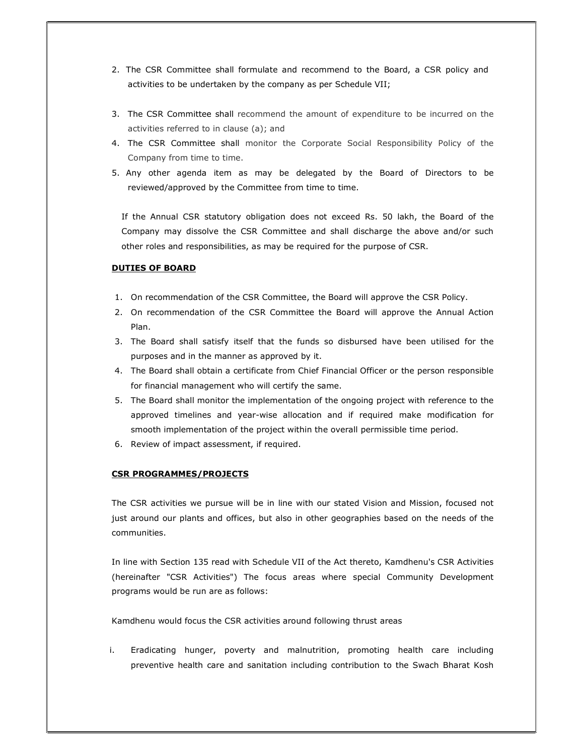2. The CSR Committee shall formulate and recommend to the Board, a CSR policy and activities to be undertaken by the company as per Schedule VII;
3. The CSR Committee shall recommend the amount of expenditure to be incurred on the activities referred to in clause (a); and
4. The CSR Committee shall monitor the Corporate Social Responsibility Policy of the Company from time to time.
5. Any other agenda item as may be delegated by the Board of Directors to be reviewed/approved by the Committee from time to time.

If the Annual CSR statutory obligation does not exceed Rs. 50 lakh, the Board of the Company may dissolve the CSR Committee and shall discharge the above and/or such other roles and responsibilities, as may be required for the purpose of CSR.

**DUTIES OF BOARD**

1. On recommendation of the CSR Committee, the Board will approve the CSR Policy.
2. On recommendation of the CSR Committee the Board will approve the Annual Action Plan.
3. The Board shall satisfy itself that the funds so disbursed have been utilised for the purposes and in the manner as approved by it.
4. The Board shall obtain a certificate from Chief Financial Officer or the person responsible for financial management who will certify the same.
5. The Board shall monitor the implementation of the ongoing project with reference to the approved timelines and year-wise allocation and if required make modification for smooth implementation of the project within the overall permissible time period.
6. Review of impact assessment, if required.

**CSR PROGRAMMES/PROJECTS**

The CSR activities we pursue will be in line with our stated Vision and Mission, focused not just around our plants and offices, but also in other geographies based on the needs of the communities.

In line with Section 135 read with Schedule VII of the Act thereto, Kamdhenu's CSR Activities (hereinafter "CSR Activities") The focus areas where special Community Development programs would be run are as follows:

Kamdhenu would focus the CSR activities around following thrust areas

i. Eradicating hunger, poverty and malnutrition, promoting health care including preventive health care and sanitation including contribution to the Swach Bharat Kosh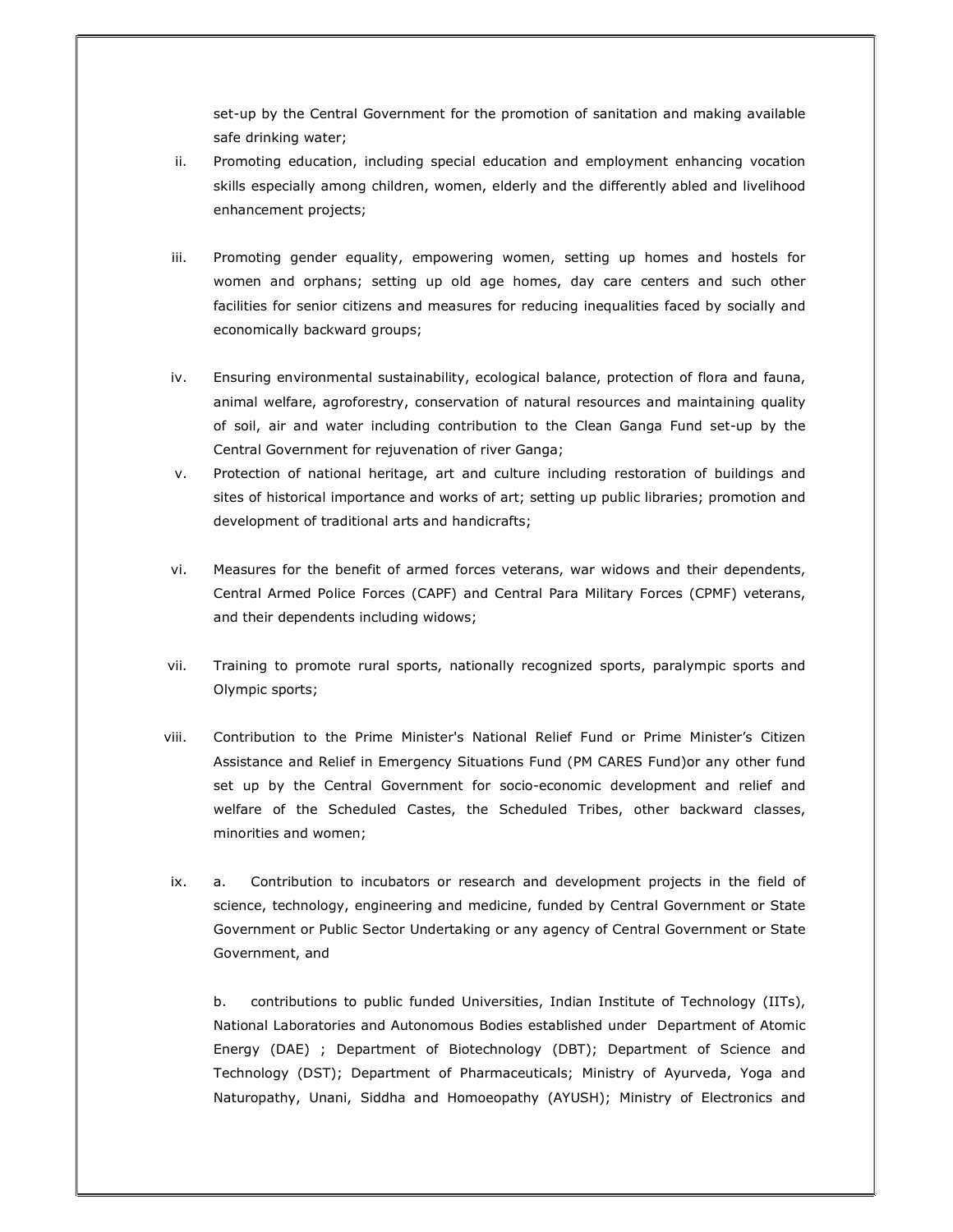set-up by the Central Government for the promotion of sanitation and making available safe drinking water;

ii. Promoting education, including special education and employment enhancing vocation skills especially among children, women, elderly and the differently abled and livelihood enhancement projects;

iii. Promoting gender equality, empowering women, setting up homes and hostels for women and orphans; setting up old age homes, day care centers and such other facilities for senior citizens and measures for reducing inequalities faced by socially and economically backward groups;

iv. Ensuring environmental sustainability, ecological balance, protection of flora and fauna, animal welfare, agroforestry, conservation of natural resources and maintaining quality of soil, air and water including contribution to the Clean Ganga Fund set-up by the Central Government for rejuvenation of river Ganga;

v. Protection of national heritage, art and culture including restoration of buildings and sites of historical importance and works of art; setting up public libraries; promotion and development of traditional arts and handicrafts;

vi. Measures for the benefit of armed forces veterans, war widows and their dependents, Central Armed Police Forces (CAPF) and Central Para Military Forces (CPMF) veterans, and their dependents including widows;

vii. Training to promote rural sports, nationally recognized sports, paralympic sports and Olympic sports;

viii. Contribution to the Prime Minister's National Relief Fund or Prime Minister's Citizen Assistance and Relief in Emergency Situations Fund (PM CARES Fund)or any other fund set up by the Central Government for socio-economic development and relief and welfare of the Scheduled Castes, the Scheduled Tribes, other backward classes, minorities and women;

ix. a. Contribution to incubators or research and development projects in the field of science, technology, engineering and medicine, funded by Central Government or State Government or Public Sector Undertaking or any agency of Central Government or State Government, and

b. contributions to public funded Universities, Indian Institute of Technology (IITs), National Laboratories and Autonomous Bodies established under Department of Atomic Energy (DAE) ; Department of Biotechnology (DBT); Department of Science and Technology (DST); Department of Pharmaceuticals; Ministry of Ayurveda, Yoga and Naturopathy, Unani, Siddha and Homoeopathy (AYUSH); Ministry of Electronics and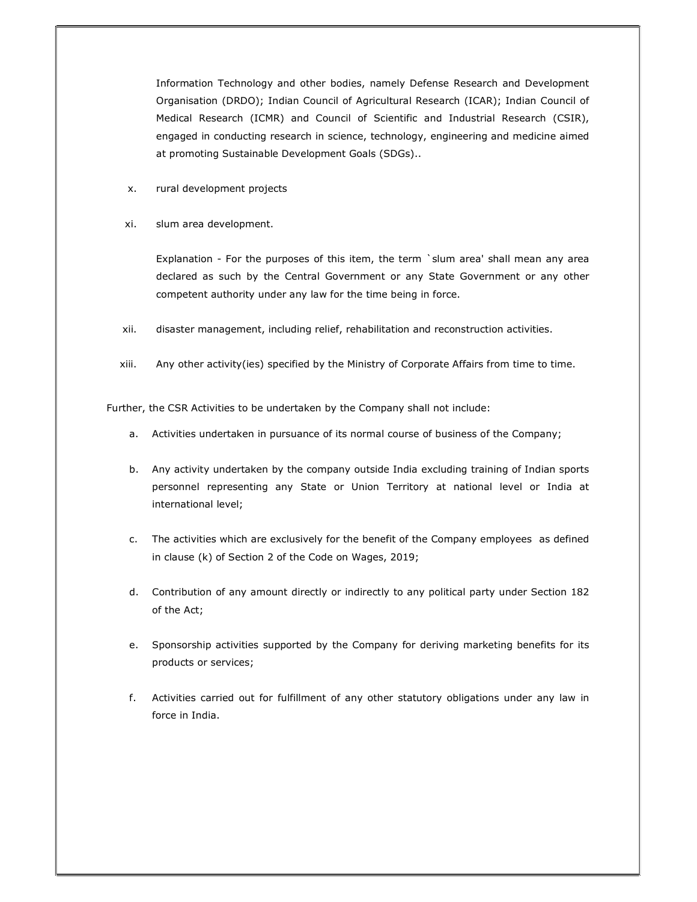Information Technology and other bodies, namely Defense Research and Development Organisation (DRDO); Indian Council of Agricultural Research (ICAR); Indian Council of Medical Research (ICMR) and Council of Scientific and Industrial Research (CSIR), engaged in conducting research in science, technology, engineering and medicine aimed at promoting Sustainable Development Goals (SDGs)..

x. rural development projects

xi. slum area development.

Explanation - For the purposes of this item, the term `slum area' shall mean any area declared as such by the Central Government or any State Government or any other competent authority under any law for the time being in force.

xii. disaster management, including relief, rehabilitation and reconstruction activities.

xiii. Any other activity(ies) specified by the Ministry of Corporate Affairs from time to time.

Further, the CSR Activities to be undertaken by the Company shall not include:

a. Activities undertaken in pursuance of its normal course of business of the Company;

b. Any activity undertaken by the company outside India excluding training of Indian sports personnel representing any State or Union Territory at national level or India at international level;

c. The activities which are exclusively for the benefit of the Company employees as defined in clause (k) of Section 2 of the Code on Wages, 2019;

d. Contribution of any amount directly or indirectly to any political party under Section 182 of the Act;

e. Sponsorship activities supported by the Company for deriving marketing benefits for its products or services;

f. Activities carried out for fulfillment of any other statutory obligations under any law in force in India.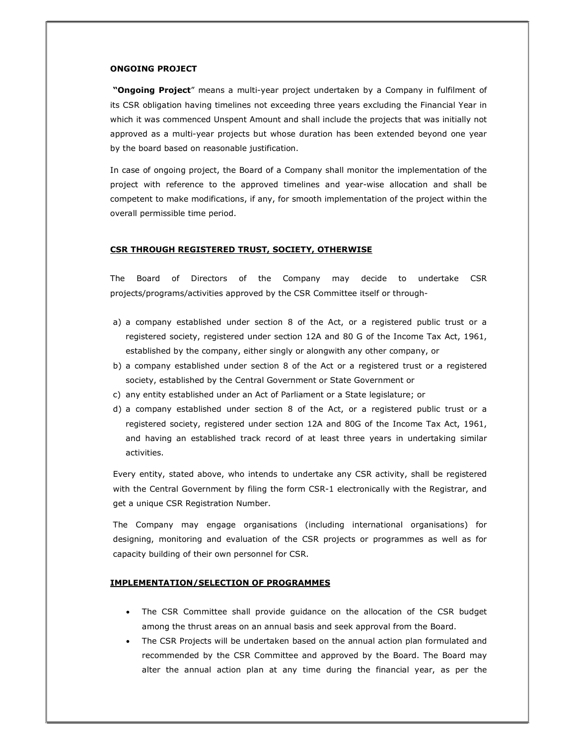**ONGOING PROJECT**

**"Ongoing Project"** means a multi-year project undertaken by a Company in fulfilment of its CSR obligation having timelines not exceeding three years excluding the Financial Year in which it was commenced Unspent Amount and shall include the projects that was initially not approved as a multi-year projects but whose duration has been extended beyond one year by the board based on reasonable justification.

In case of ongoing project, the Board of a Company shall monitor the implementation of the project with reference to the approved timelines and year-wise allocation and shall be competent to make modifications, if any, for smooth implementation of the project within the overall permissible time period.

**CSR THROUGH REGISTERED TRUST, SOCIETY, OTHERWISE**

The Board of Directors of the Company may decide to undertake CSR projects/programs/activities approved by the CSR Committee itself or through-

a) a company established under section 8 of the Act, or a registered public trust or a registered society, registered under section 12A and 80 G of the Income Tax Act, 1961, established by the company, either singly or alongwith any other company, or
b) a company established under section 8 of the Act or a registered trust or a registered society, established by the Central Government or State Government or
c) any entity established under an Act of Parliament or a State legislature; or
d) a company established under section 8 of the Act, or a registered public trust or a registered society, registered under section 12A and 80G of the Income Tax Act, 1961, and having an established track record of at least three years in undertaking similar activities.

Every entity, stated above, who intends to undertake any CSR activity, shall be registered with the Central Government by filing the form CSR-1 electronically with the Registrar, and get a unique CSR Registration Number.

The Company may engage organisations (including international organisations) for designing, monitoring and evaluation of the CSR projects or programmes as well as for capacity building of their own personnel for CSR.

**IMPLEMENTATION/SELECTION OF PROGRAMMES**

- The CSR Committee shall provide guidance on the allocation of the CSR budget among the thrust areas on an annual basis and seek approval from the Board.
- The CSR Projects will be undertaken based on the annual action plan formulated and recommended by the CSR Committee and approved by the Board. The Board may alter the annual action plan at any time during the financial year, as per the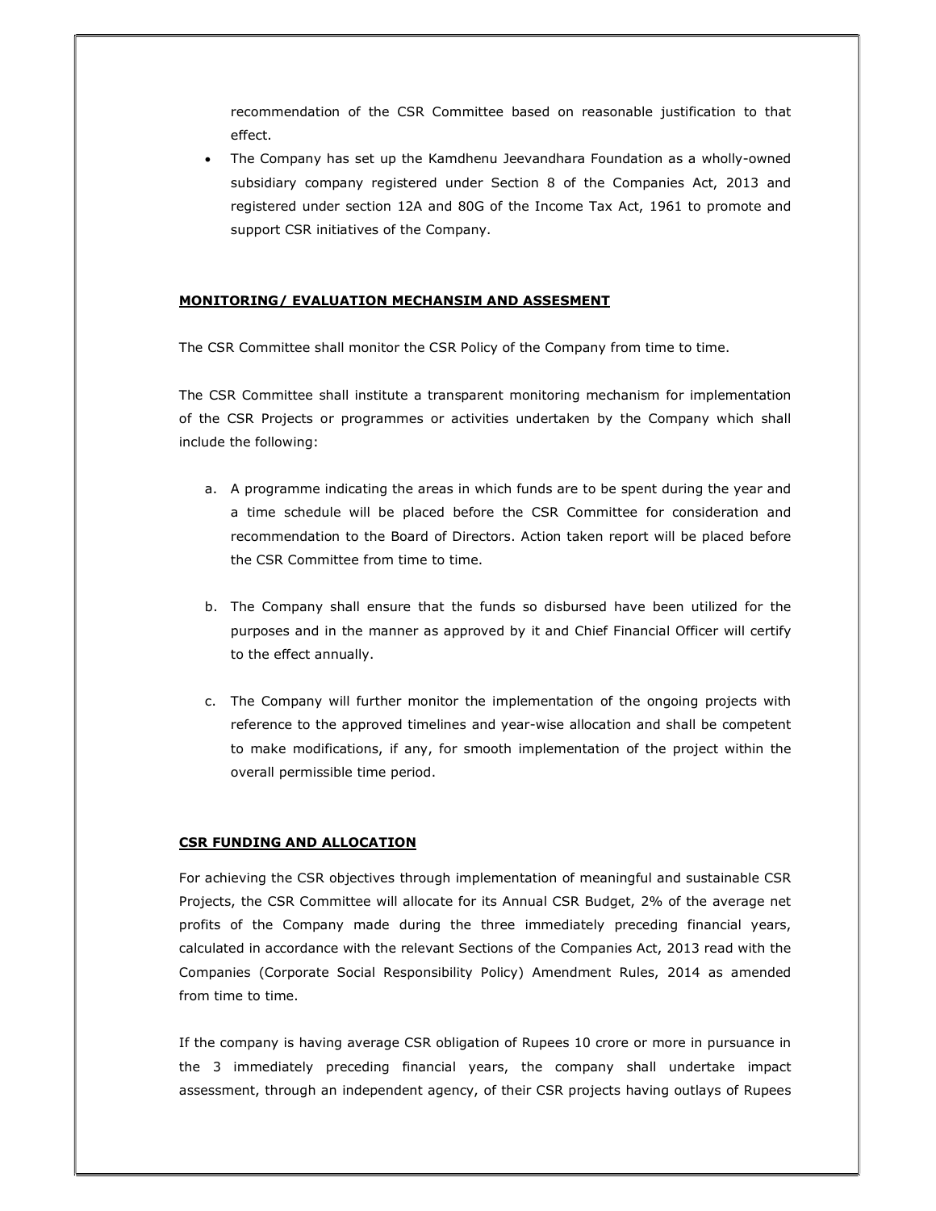recommendation of the CSR Committee based on reasonable justification to that effect.

- The Company has set up the Kamdhenu Jeevandhara Foundation as a wholly-owned subsidiary company registered under Section 8 of the Companies Act, 2013 and registered under section 12A and 80G of the Income Tax Act, 1961 to promote and support CSR initiatives of the Company.

**MONITORING/ EVALUATION MECHANSIM AND ASSESMENT**

The CSR Committee shall monitor the CSR Policy of the Company from time to time.

The CSR Committee shall institute a transparent monitoring mechanism for implementation of the CSR Projects or programmes or activities undertaken by the Company which shall include the following:

a. A programme indicating the areas in which funds are to be spent during the year and a time schedule will be placed before the CSR Committee for consideration and recommendation to the Board of Directors. Action taken report will be placed before the CSR Committee from time to time.

b. The Company shall ensure that the funds so disbursed have been utilized for the purposes and in the manner as approved by it and Chief Financial Officer will certify to the effect annually.

c. The Company will further monitor the implementation of the ongoing projects with reference to the approved timelines and year-wise allocation and shall be competent to make modifications, if any, for smooth implementation of the project within the overall permissible time period.

**CSR FUNDING AND ALLOCATION**

For achieving the CSR objectives through implementation of meaningful and sustainable CSR Projects, the CSR Committee will allocate for its Annual CSR Budget, 2% of the average net profits of the Company made during the three immediately preceding financial years, calculated in accordance with the relevant Sections of the Companies Act, 2013 read with the Companies (Corporate Social Responsibility Policy) Amendment Rules, 2014 as amended from time to time.

If the company is having average CSR obligation of Rupees 10 crore or more in pursuance in the 3 immediately preceding financial years, the company shall undertake impact assessment, through an independent agency, of their CSR projects having outlays of Rupees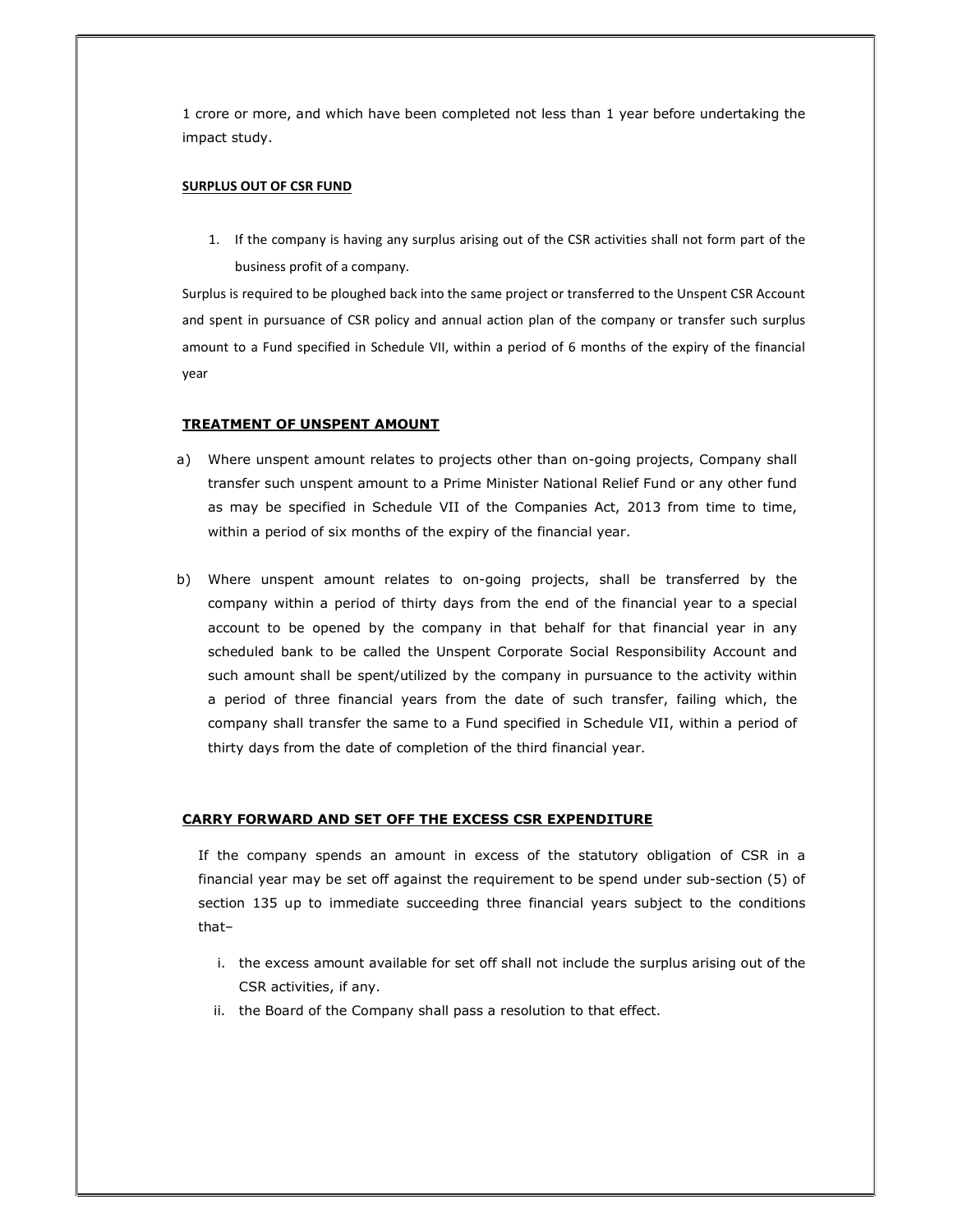1 crore or more, and which have been completed not less than 1 year before undertaking the impact study.

**SURPLUS OUT OF CSR FUND**

1. If the company is having any surplus arising out of the CSR activities shall not form part of the business profit of a company.

Surplus is required to be ploughed back into the same project or transferred to the Unspent CSR Account and spent in pursuance of CSR policy and annual action plan of the company or transfer such surplus amount to a Fund specified in Schedule VII, within a period of 6 months of the expiry of the financial year

**TREATMENT OF UNSPENT AMOUNT**

a) Where unspent amount relates to projects other than on-going projects, Company shall transfer such unspent amount to a Prime Minister National Relief Fund or any other fund as may be specified in Schedule VII of the Companies Act, 2013 from time to time, within a period of six months of the expiry of the financial year.

b) Where unspent amount relates to on-going projects, shall be transferred by the company within a period of thirty days from the end of the financial year to a special account to be opened by the company in that behalf for that financial year in any scheduled bank to be called the Unspent Corporate Social Responsibility Account and such amount shall be spent/utilized by the company in pursuance to the activity within a period of three financial years from the date of such transfer, failing which, the company shall transfer the same to a Fund specified in Schedule VII, within a period of thirty days from the date of completion of the third financial year.

**CARRY FORWARD AND SET OFF THE EXCESS CSR EXPENDITURE**

If the company spends an amount in excess of the statutory obligation of CSR in a financial year may be set off against the requirement to be spend under sub-section (5) of section 135 up to immediate succeeding three financial years subject to the conditions that–

i. the excess amount available for set off shall not include the surplus arising out of the CSR activities, if any.
ii. the Board of the Company shall pass a resolution to that effect.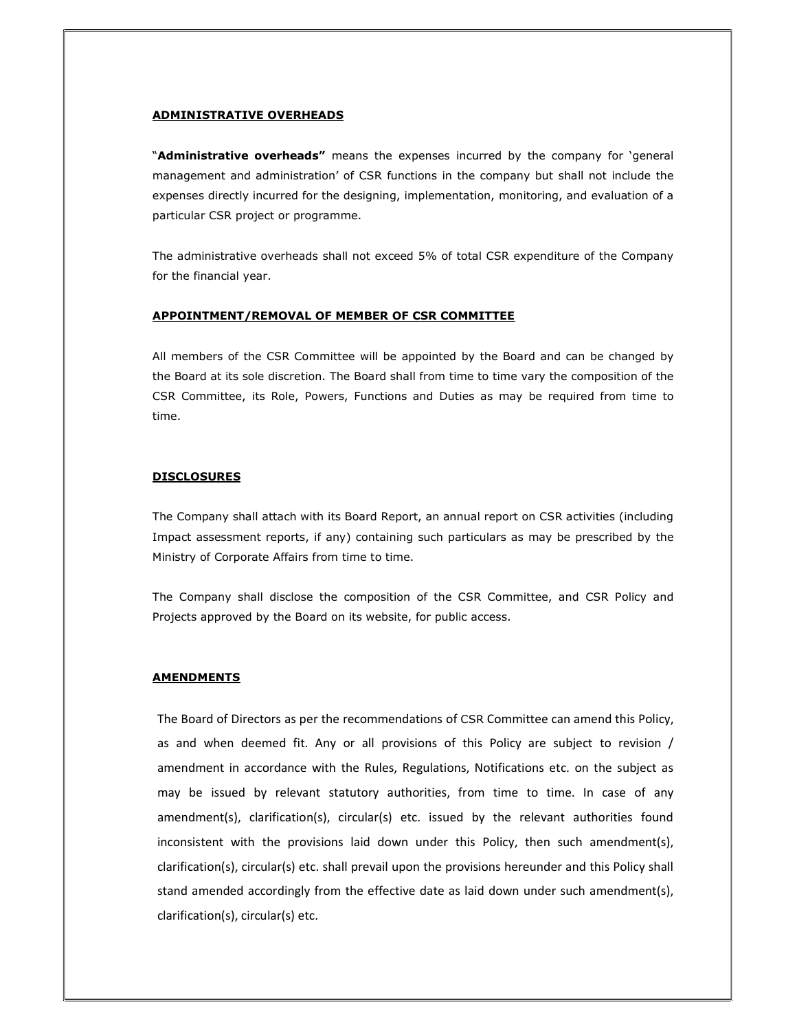## ADMINISTRATIVE OVERHEADS

"**Administrative overheads"** means the expenses incurred by the company for 'general management and administration' of CSR functions in the company but shall not include the expenses directly incurred for the designing, implementation, monitoring, and evaluation of a particular CSR project or programme.

The administrative overheads shall not exceed 5% of total CSR expenditure of the Company for the financial year.

## APPOINTMENT/REMOVAL OF MEMBER OF CSR COMMITTEE

All members of the CSR Committee will be appointed by the Board and can be changed by the Board at its sole discretion. The Board shall from time to time vary the composition of the CSR Committee, its Role, Powers, Functions and Duties as may be required from time to time.

## DISCLOSURES

The Company shall attach with its Board Report, an annual report on CSR activities (including Impact assessment reports, if any) containing such particulars as may be prescribed by the Ministry of Corporate Affairs from time to time.

The Company shall disclose the composition of the CSR Committee, and CSR Policy and Projects approved by the Board on its website, for public access.

## AMENDMENTS

The Board of Directors as per the recommendations of CSR Committee can amend this Policy, as and when deemed fit. Any or all provisions of this Policy are subject to revision / amendment in accordance with the Rules, Regulations, Notifications etc. on the subject as may be issued by relevant statutory authorities, from time to time. In case of any amendment(s), clarification(s), circular(s) etc. issued by the relevant authorities found inconsistent with the provisions laid down under this Policy, then such amendment(s), clarification(s), circular(s) etc. shall prevail upon the provisions hereunder and this Policy shall stand amended accordingly from the effective date as laid down under such amendment(s), clarification(s), circular(s) etc.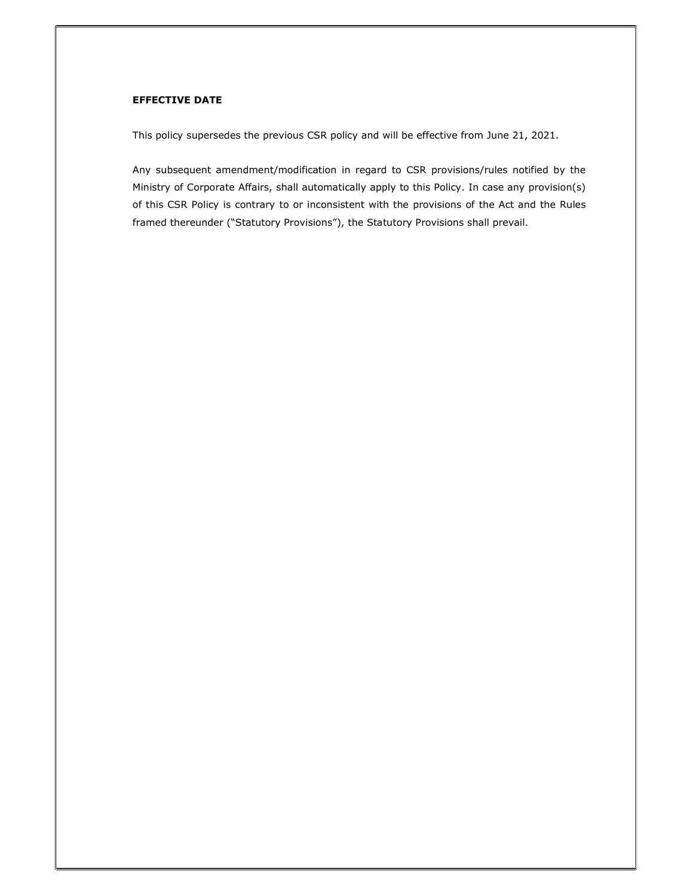## EFFECTIVE DATE

This policy supersedes the previous CSR policy and will be effective from June 21, 2021.

Any subsequent amendment/modification in regard to CSR provisions/rules notified by the Ministry of Corporate Affairs, shall automatically apply to this Policy. In case any provision(s) of this CSR Policy is contrary to or inconsistent with the provisions of the Act and the Rules framed thereunder ("Statutory Provisions"), the Statutory Provisions shall prevail.